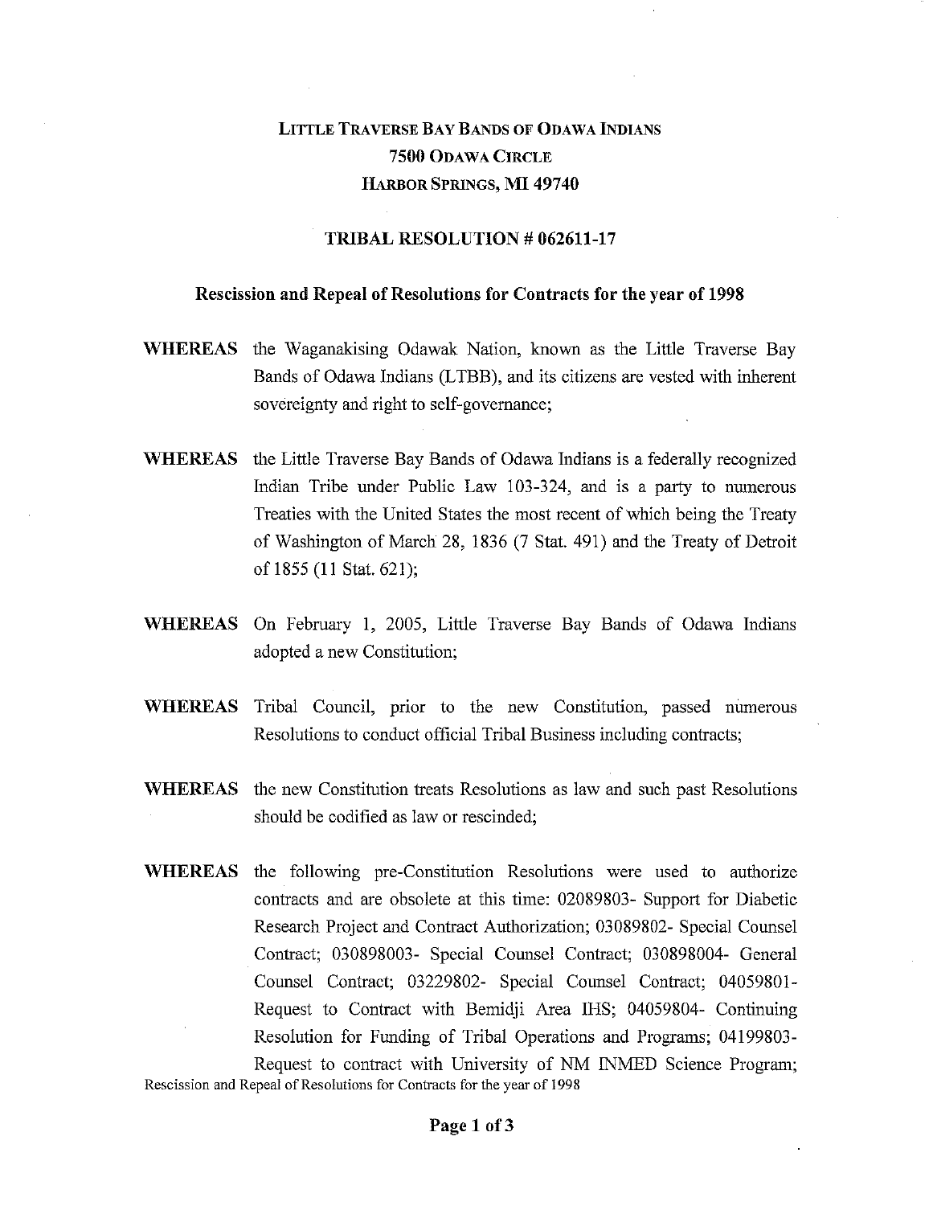# LITTLE TRAVERSE BAY BANDS OF ODAWA INDIANS
## 7500 ODAWA CIRCLE
## HARBOR SPRINGS, MI 49740

### TRIBAL RESOLUTION # 062611-17

### Rescission and Repeal of Resolutions for Contracts for the year of 1998

**WHEREAS** the Waganakising Odawak Nation, known as the Little Traverse Bay Bands of Odawa Indians (LTBB), and its citizens are vested with inherent sovereignty and right to self-governance;

**WHEREAS** the Little Traverse Bay Bands of Odawa Indians is a federally recognized Indian Tribe under Public Law 103-324, and is a party to numerous Treaties with the United States the most recent of which being the Treaty of Washington of March 28, 1836 (7 Stat. 491) and the Treaty of Detroit of 1855 (11 Stat. 621);

**WHEREAS** On February 1, 2005, Little Traverse Bay Bands of Odawa Indians adopted a new Constitution;

**WHEREAS** Tribal Council, prior to the new Constitution, passed numerous Resolutions to conduct official Tribal Business including contracts;

**WHEREAS** the new Constitution treats Resolutions as law and such past Resolutions should be codified as law or rescinded;

**WHEREAS** the following pre-Constitution Resolutions were used to authorize contracts and are obsolete at this time: 02089803- Support for Diabetic Research Project and Contract Authorization; 03089802- Special Counsel Contract; 030898003- Special Counsel Contract; 030898004- General Counsel Contract; 03229802- Special Counsel Contract; 04059801- Request to Contract with Bemidji Area IHS; 04059804- Continuing Resolution for Funding of Tribal Operations and Programs; 04199803- Request to contract with University of NM INMED Science Program;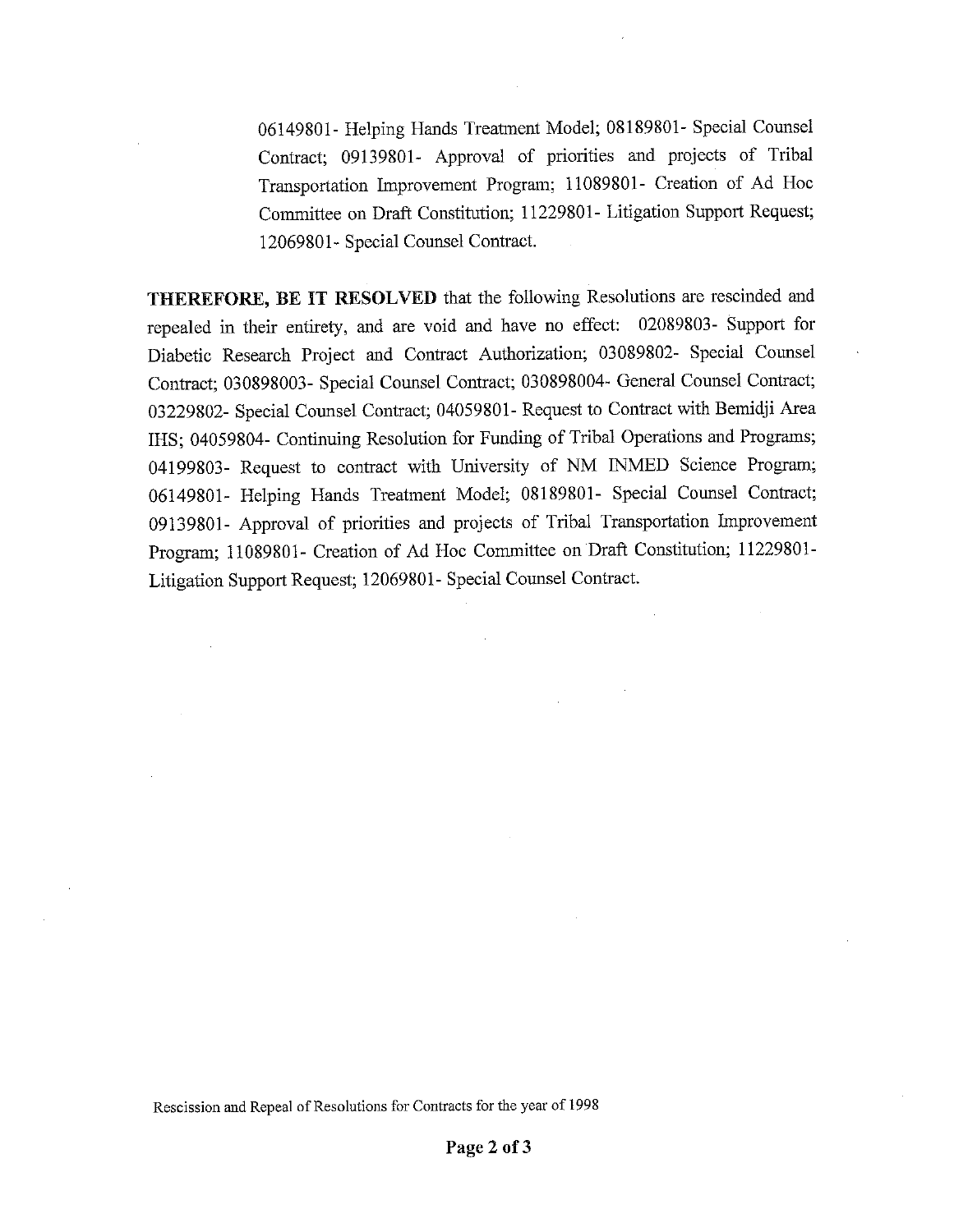06149801- Helping Hands Treatment Model; 08189801- Special Counsel Contract; 09139801- Approval of priorities and projects of Tribal Transportation Improvement Program; 11089801- Creation of Ad Hoc Committee on Draft Constitution; 11229801- Litigation Support Request; 12069801- Special Counsel Contract.

**THEREFORE, BE IT RESOLVED** that the following Resolutions are rescinded and repealed in their entirety, and are void and have no effect: 02089803- Support for Diabetic Research Project and Contract Authorization; 03089802- Special Counsel Contract; 030898003- Special Counsel Contract; 030898004- General Counsel Contract; 03229802- Special Counsel Contract; 04059801- Request to Contract with Bemidji Area IHS; 04059804- Continuing Resolution for Funding of Tribal Operations and Programs; 04199803- Request to contract with University of NM INMED Science Program; 06149801- Helping Hands Treatment Model; 08189801- Special Counsel Contract; 09139801- Approval of priorities and projects of Tribal Transportation Improvement Program; 11089801- Creation of Ad Hoc Committee on Draft Constitution; 11229801- Litigation Support Request; 12069801- Special Counsel Contract.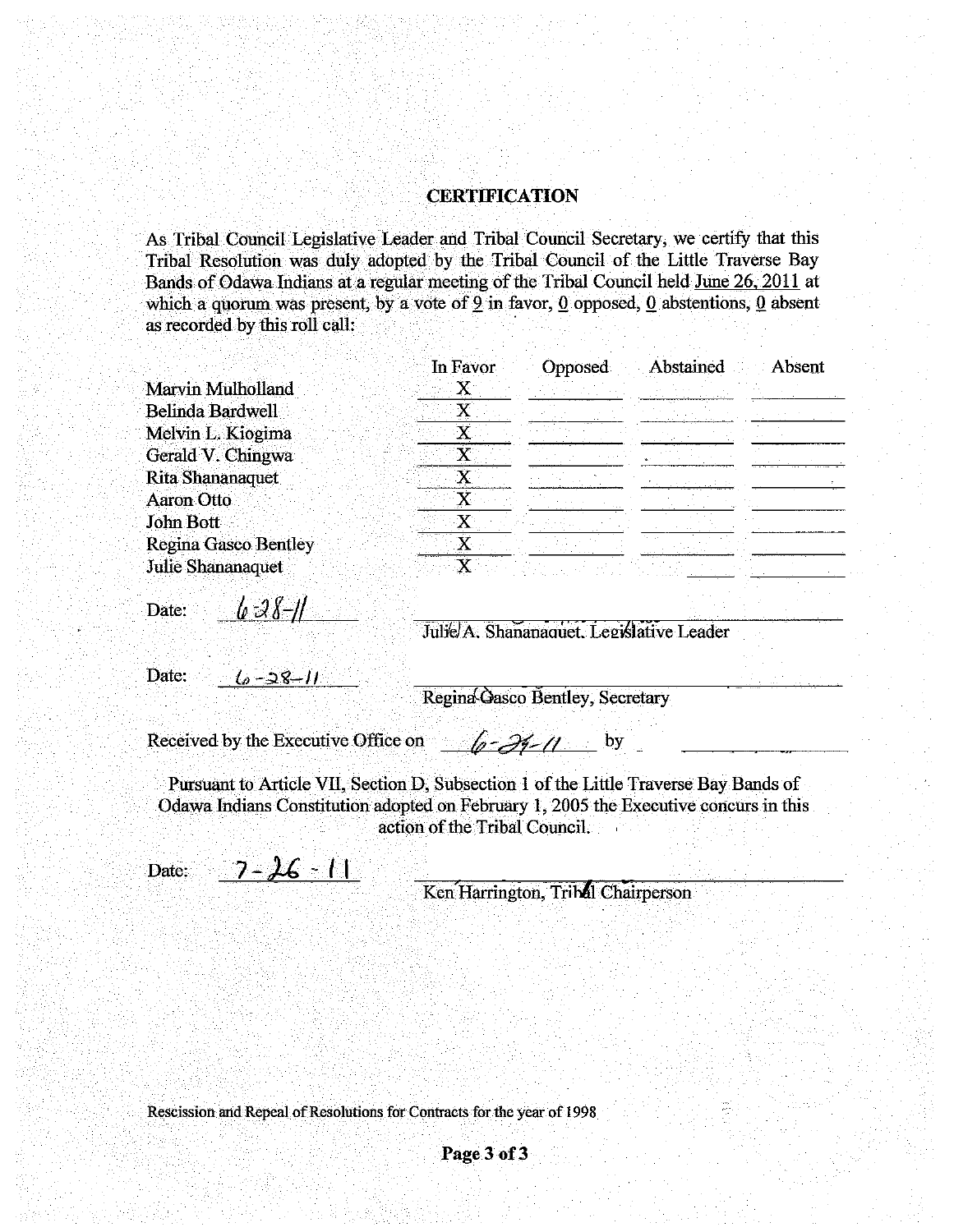## CERTIFICATION

As Tribal Council Legislative Leader and Tribal Council Secretary, we certify that this Tribal Resolution was duly adopted by the Tribal Council of the Little Traverse Bay Bands of Odawa Indians at a regular meeting of the Tribal Council held June 26, 2011 at which a quorum was present, by a vote of 9 in favor, 0 opposed, 0 abstentions, 0 absent as recorded by this roll call:

| | In Favor | Opposed | Abstained | Absent |
|---|---|---|---|---|
| Marvin Mulholland | X | | | |
| Belinda Bardwell | X | | | |
| Melvin L. Kiogima | X | | | |
| Gerald V. Chingwa | X | | | |
| Rita Shananaquet | X | | | |
| Aaron Otto | X | | | |
| John Bott | X | | | |
| Regina Gasco Bentley | X | | | |
| Julie Shananaquet | X | | | |

Date: 6-28-11

Julie A. Shananaquet, Legislative Leader

Date: 6-28-11

Regina Gasco Bentley, Secretary

Received by the Executive Office on 6-29-11 by

Pursuant to Article VII, Section D, Subsection 1 of the Little Traverse Bay Bands of Odawa Indians Constitution adopted on February 1, 2005 the Executive concurs in this action of the Tribal Council.

Date: 7-26-11

Ken Harrington, Tribal Chairperson

Rescission and Repeal of Resolutions for Contracts for the year of 1998